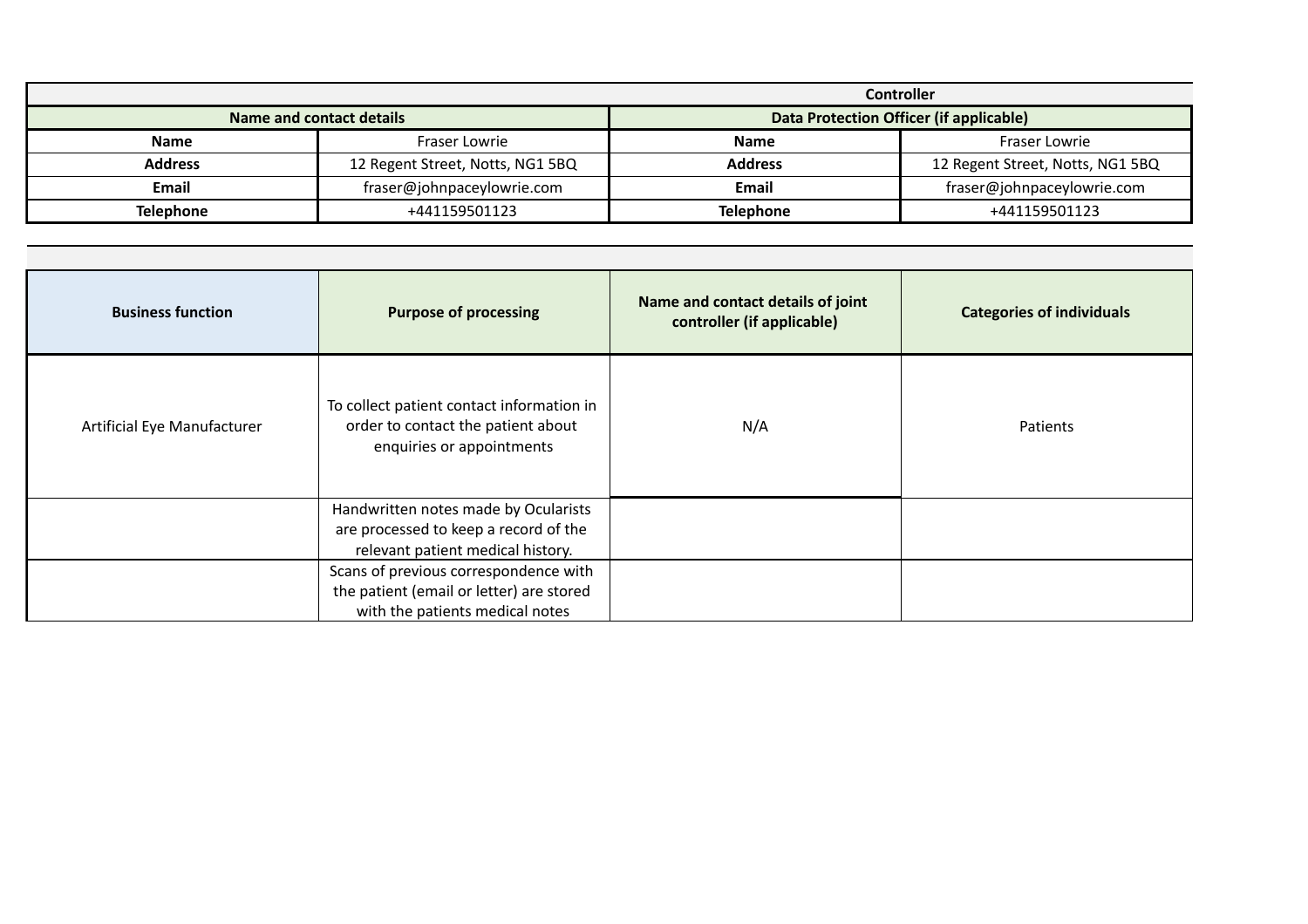| Controller | | | |
|---|---|---|---|
| **Name and contact details** | | **Data Protection Officer (if applicable)** | |
| **Name** | Fraser Lowrie | **Name** | Fraser Lowrie |
| **Address** | 12 Regent Street, Notts, NG1 5BQ | **Address** | 12 Regent Street, Notts, NG1 5BQ |
| **Email** | fraser@johnpaceylowrie.com | **Email** | fraser@johnpaceylowrie.com |
| **Telephone** | +441159501123 | **Telephone** | +441159501123 |

| **Business function** | **Purpose of processing** | **Name and contact details of joint controller (if applicable)** | **Categories of individuals** |
|---|---|---|---|
| Artificial Eye Manufacturer | To collect patient contact information in order to contact the patient about enquiries or appointments | N/A | Patients |
| | Handwritten notes made by Ocularists are processed to keep a record of the relevant patient medical history. | | |
| | Scans of previous correspondence with the patient (email or letter) are stored with the patients medical notes | | |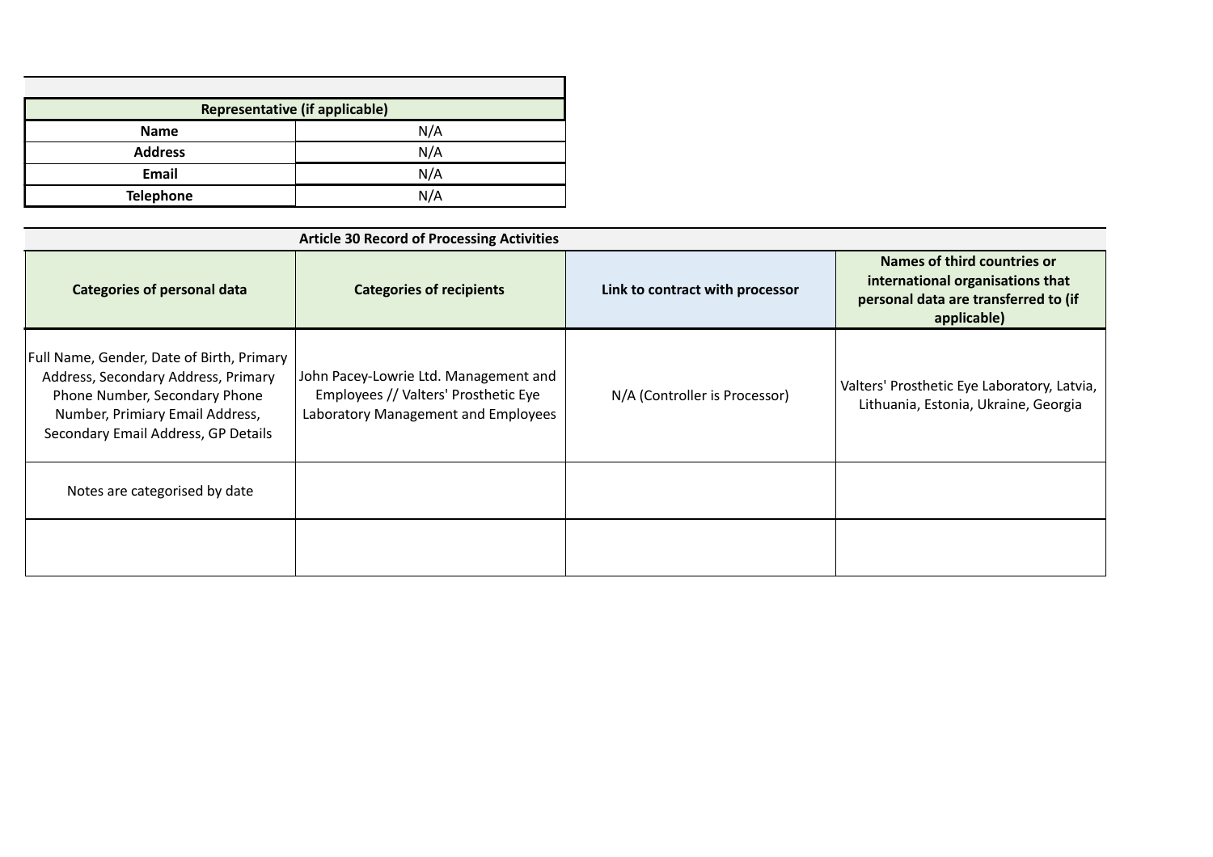| Representative (if applicable) | |
|---|---|
| Name | N/A |
| Address | N/A |
| Email | N/A |
| Telephone | N/A |

| Article 30 Record of Processing Activities | | | |
|---|---|---|---|
| Categories of personal data | Categories of recipients | Link to contract with processor | Names of third countries or international organisations that personal data are transferred to (if applicable) |
| Full Name, Gender, Date of Birth, Primary Address, Secondary Address, Primary Phone Number, Secondary Phone Number, Primiary Email Address, Secondary Email Address, GP Details | John Pacey-Lowrie Ltd. Management and Employees // Valters' Prosthetic Eye Laboratory Management and Employees | N/A (Controller is Processor) | Valters' Prosthetic Eye Laboratory, Latvia, Lithuania, Estonia, Ukraine, Georgia |
| Notes are categorised by date | | | |
| | | | |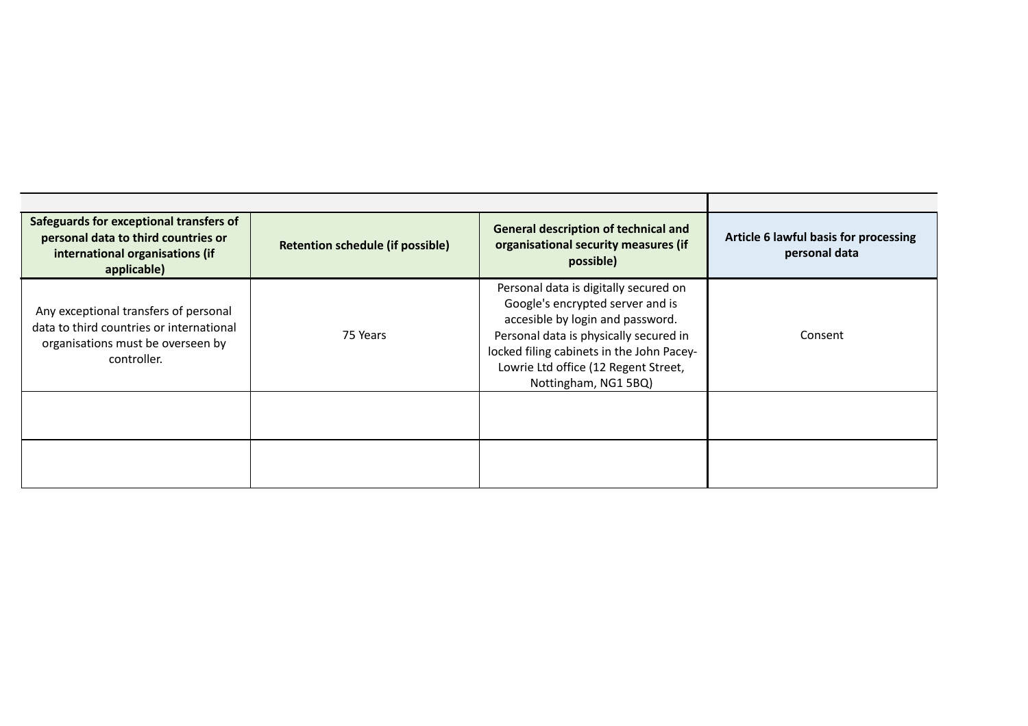| Safeguards for exceptional transfers of personal data to third countries or international organisations (if applicable) | Retention schedule (if possible) | General description of technical and organisational security measures (if possible) | Article 6 lawful basis for processing personal data |
|---|---|---|---|
| Any exceptional transfers of personal data to third countries or international organisations must be overseen by controller. | 75 Years | Personal data is digitally secured on Google's encrypted server and is accesible by login and password. Personal data is physically secured in locked filing cabinets in the John Pacey-Lowrie Ltd office (12 Regent Street, Nottingham, NG1 5BQ) | Consent |
| | | | |
| | | | |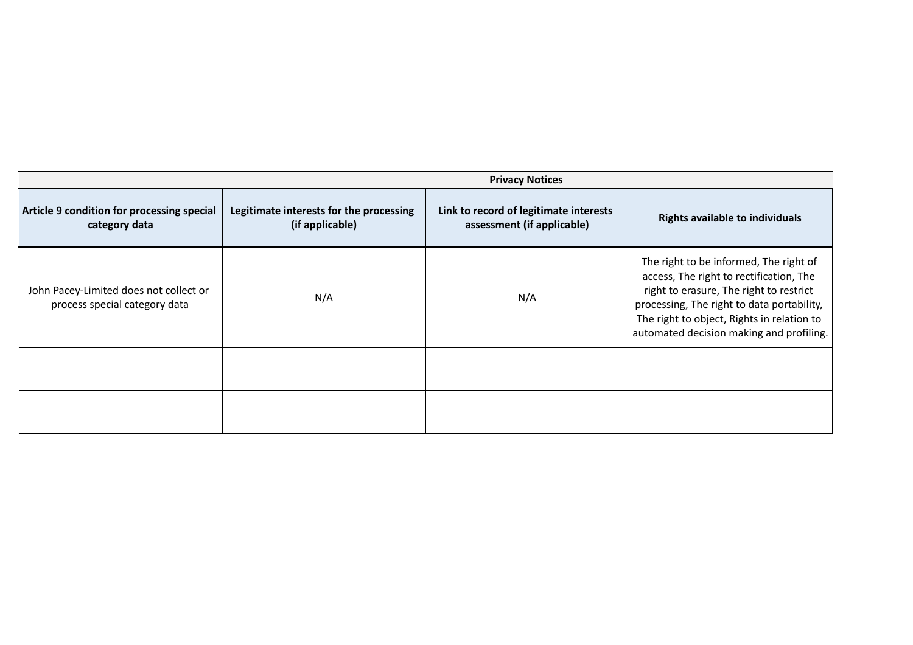| Privacy Notices | | | |
|---|---|---|---|
| **Article 9 condition for processing special category data** | **Legitimate interests for the processing (if applicable)** | **Link to record of legitimate interests assessment (if applicable)** | **Rights available to individuals** |
| John Pacey-Limited does not collect or process special category data | N/A | N/A | The right to be informed, The right of access, The right to rectification, The right to erasure, The right to restrict processing, The right to data portability, The right to object, Rights in relation to automated decision making and profiling. |
| | | | |
| | | | |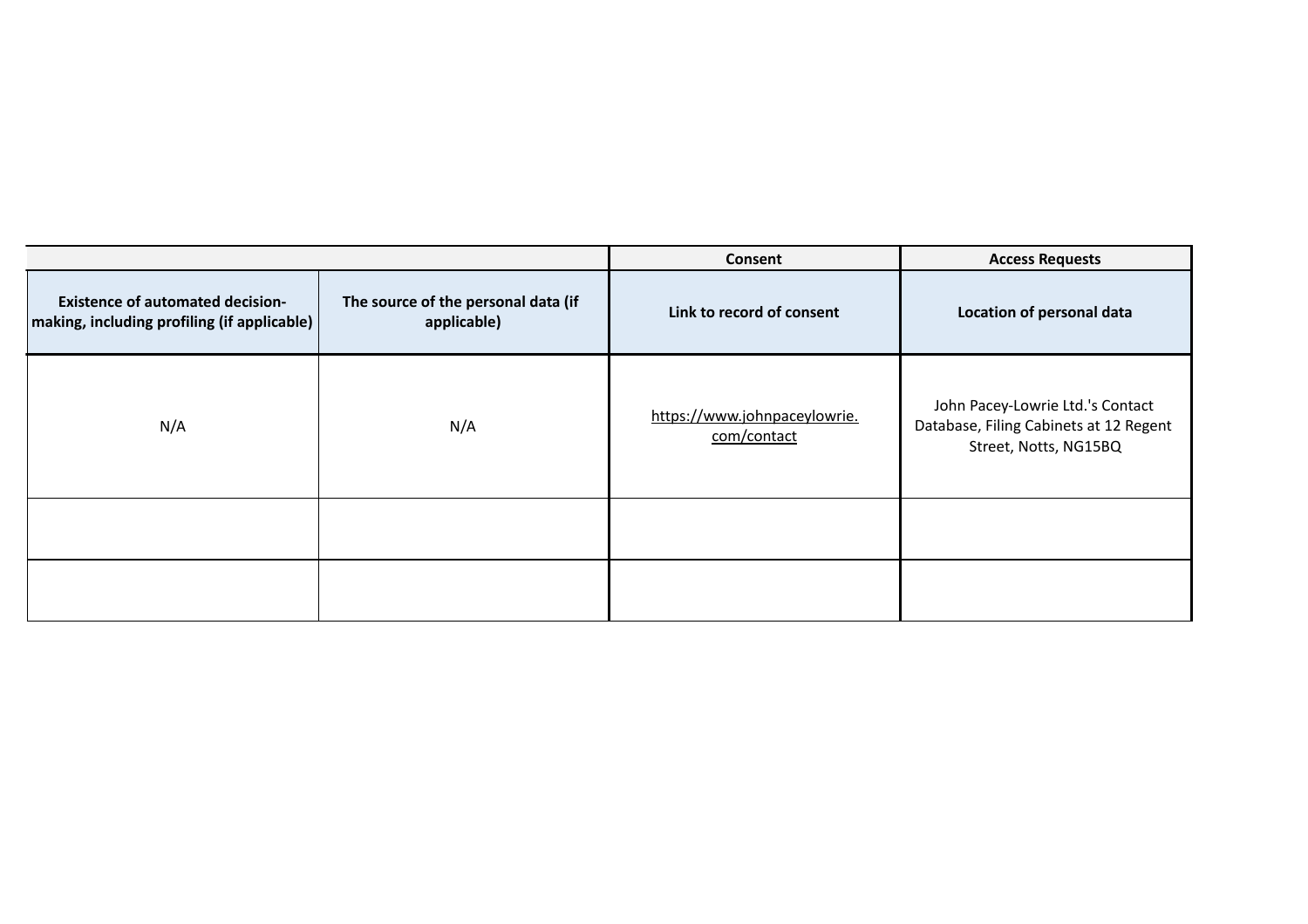| | | Consent | Access Requests |
|---|---|---|---|
| **Existence of automated decision-making, including profiling (if applicable)** | **The source of the personal data (if applicable)** | **Link to record of consent** | **Location of personal data** |
| N/A | N/A | https://www.johnpaceylowrie.com/contact | John Pacey-Lowrie Ltd.'s Contact Database, Filing Cabinets at 12 Regent Street, Notts, NG15BQ |
| | | | |
| | | | |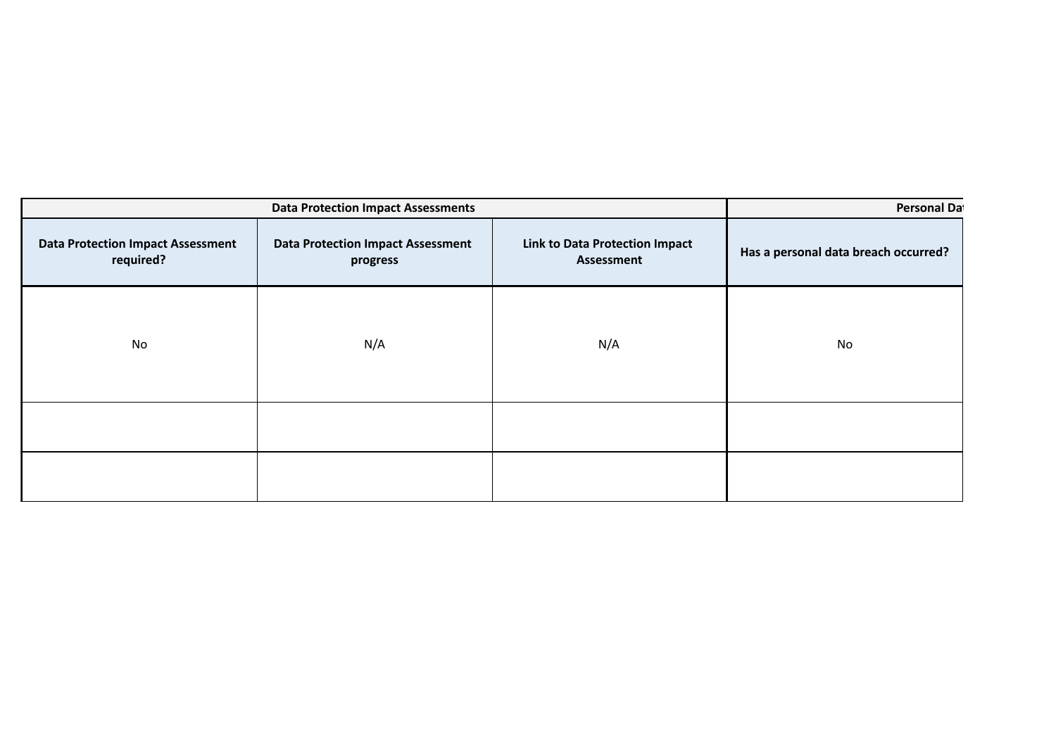| Data Protection Impact Assessments | | | Personal Da |
|---|---|---|---|
| Data Protection Impact Assessment required? | Data Protection Impact Assessment progress | Link to Data Protection Impact Assessment | Has a personal data breach occurred? |
| No | N/A | N/A | No |
| | | | |
| | | | |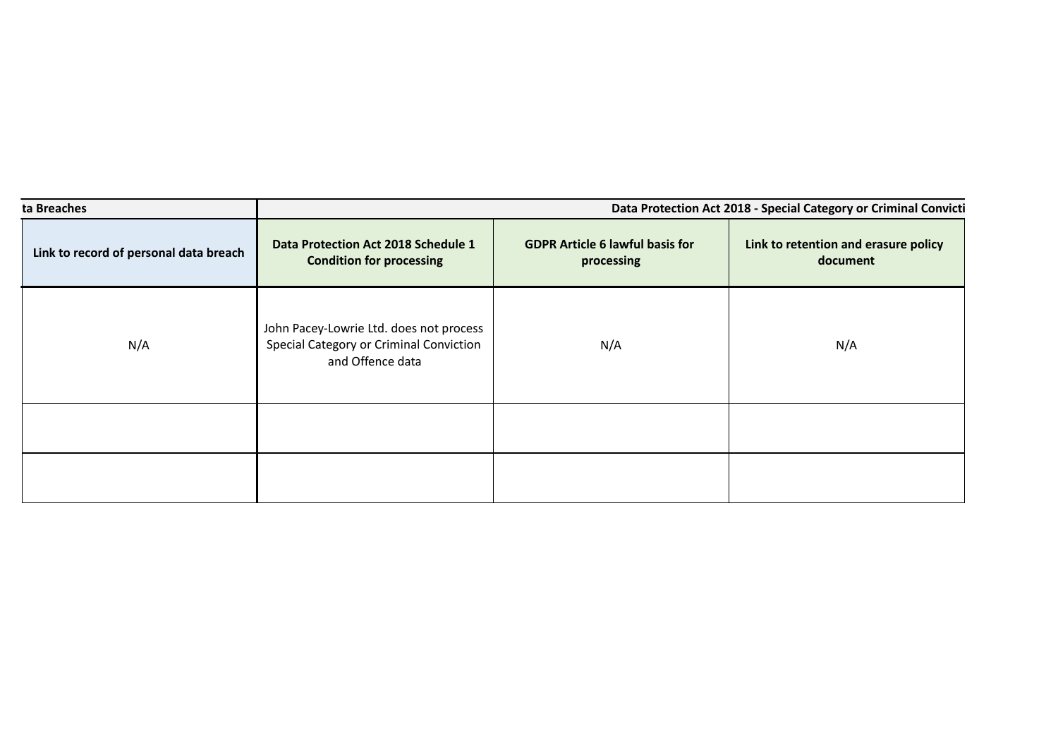| ta Breaches | Data Protection Act 2018 - Special Category or Criminal Convicti | | |
| --- | --- | --- | --- |
| **Link to record of personal data breach** | **Data Protection Act 2018 Schedule 1 Condition for processing** | **GDPR Article 6 lawful basis for processing** | **Link to retention and erasure policy document** |
| N/A | John Pacey-Lowrie Ltd. does not process Special Category or Criminal Conviction and Offence data | N/A | N/A |
| | | | |
| | | | |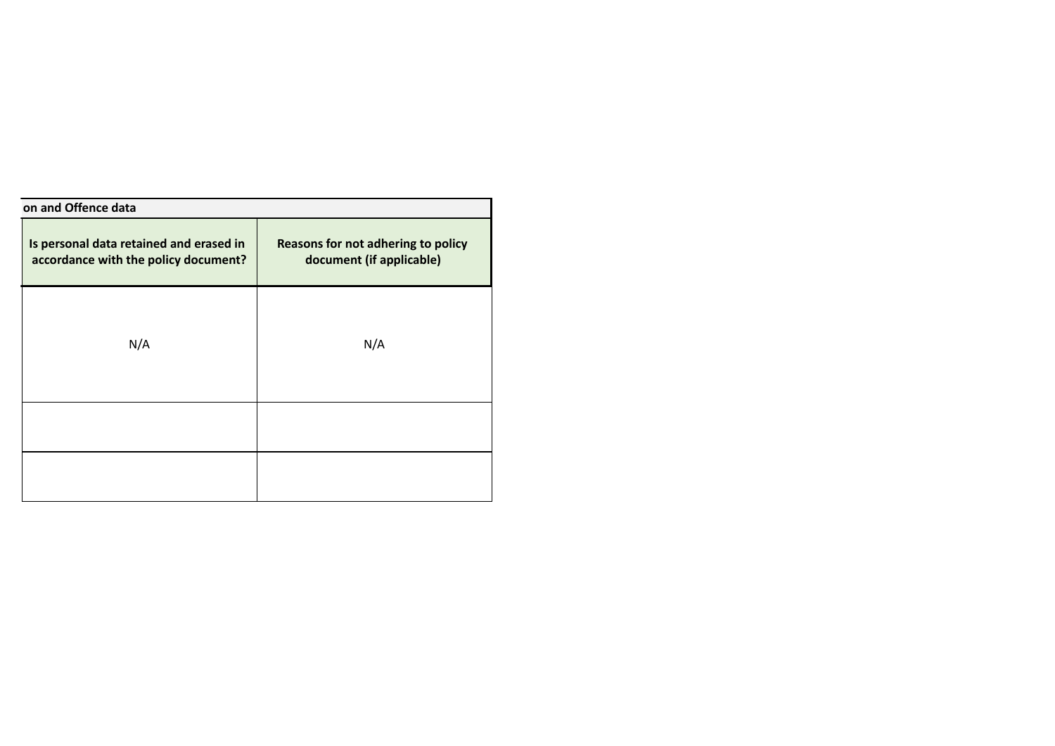| on and Offence data | |
|---|---|
| **Is personal data retained and erased in accordance with the policy document?** | **Reasons for not adhering to policy document (if applicable)** |
| N/A | N/A |
| | |
| | |